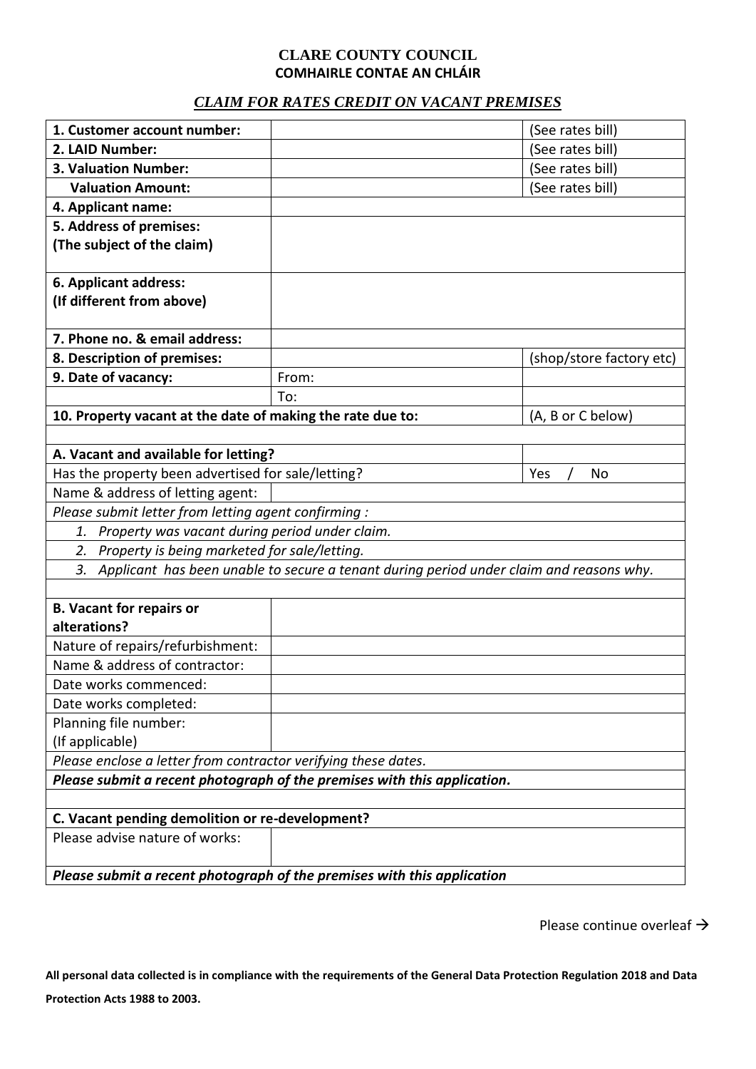**CLARE COUNTY COUNCIL**
**COMHAIRLE CONTAE AN CHLÁIR**

## *CLAIM FOR RATES CREDIT ON VACANT PREMISES*

| | | |
|---|---|---|
| **1. Customer account number:** | | (See rates bill) |
| **2. LAID Number:** | | (See rates bill) |
| **3. Valuation Number:** | | (See rates bill) |
| **Valuation Amount:** | | (See rates bill) |
| **4. Applicant name:** | | |
| **5. Address of premises: (The subject of the claim)** | | |
| **6. Applicant address: (If different from above)** | | |
| **7. Phone no. & email address:** | | |
| **8. Description of premises:** | | (shop/store factory etc) |
| **9. Date of vacancy:** | From: | |
| | To: | |
| **10. Property vacant at the date of making the rate due to:** | | (A, B or C below) |
| | | |
| **A. Vacant and available for letting?** | | |
| Has the property been advertised for sale/letting? | | Yes / No |
| Name & address of letting agent: | | |
| *Please submit letter from letting agent confirming :* | | |
| *1. Property was vacant during period under claim.* | | |
| *2. Property is being marketed for sale/letting.* | | |
| *3. Applicant has been unable to secure a tenant during period under claim and reasons why.* | | |
| | | |
| **B. Vacant for repairs or alterations?** | | |
| Nature of repairs/refurbishment: | | |
| Name & address of contractor: | | |
| Date works commenced: | | |
| Date works completed: | | |
| Planning file number: (If applicable) | | |
| *Please enclose a letter from contractor verifying these dates.* | | |
| ***Please submit a recent photograph of the premises with this application.*** | | |
| | | |
| **C. Vacant pending demolition or re-development?** | | |
| Please advise nature of works: | | |
| ***Please submit a recent photograph of the premises with this application*** | | |

Please continue overleaf →

**All personal data collected is in compliance with the requirements of the General Data Protection Regulation 2018 and Data Protection Acts 1988 to 2003.**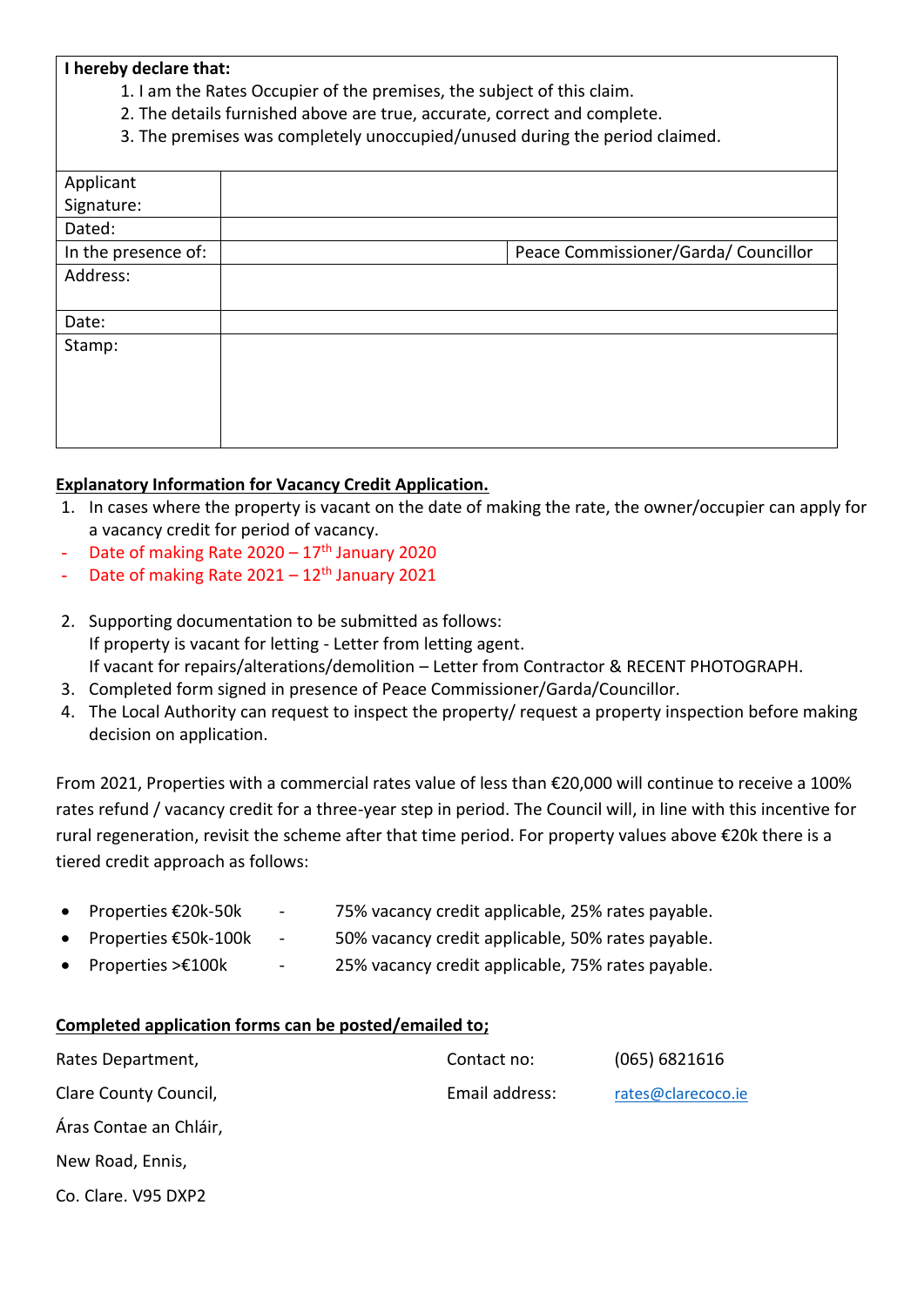| | | |
|---|---|---|
| **I hereby declare that:**<br>1. I am the Rates Occupier of the premises, the subject of this claim.<br>2. The details furnished above are true, accurate, correct and complete.<br>3. The premises was completely unoccupied/unused during the period claimed. | | |
| Applicant Signature: | | |
| Dated: | | |
| In the presence of: | | Peace Commissioner/Garda/ Councillor |
| Address: | | |
| Date: | | |
| Stamp: | | |

**Explanatory Information for Vacancy Credit Application.**

1. In cases where the property is vacant on the date of making the rate, the owner/occupier can apply for a vacancy credit for period of vacancy.

- Date of making Rate 2020 – 17th January 2020
- Date of making Rate 2021 – 12th January 2021

2. Supporting documentation to be submitted as follows:
   If property is vacant for letting - Letter from letting agent.
   If vacant for repairs/alterations/demolition – Letter from Contractor & RECENT PHOTOGRAPH.
3. Completed form signed in presence of Peace Commissioner/Garda/Councillor.
4. The Local Authority can request to inspect the property/ request a property inspection before making decision on application.

From 2021, Properties with a commercial rates value of less than €20,000 will continue to receive a 100% rates refund / vacancy credit for a three-year step in period. The Council will, in line with this incentive for rural regeneration, revisit the scheme after that time period. For property values above €20k there is a tiered credit approach as follows:

- Properties €20k-50k - 75% vacancy credit applicable, 25% rates payable.
- Properties €50k-100k - 50% vacancy credit applicable, 50% rates payable.
- Properties >€100k - 25% vacancy credit applicable, 75% rates payable.

**Completed application forms can be posted/emailed to;**

Rates Department,
Clare County Council,
Áras Contae an Chláir,
New Road, Ennis,
Co. Clare. V95 DXP2

Contact no: (065) 6821616
Email address: rates@clarecoco.ie